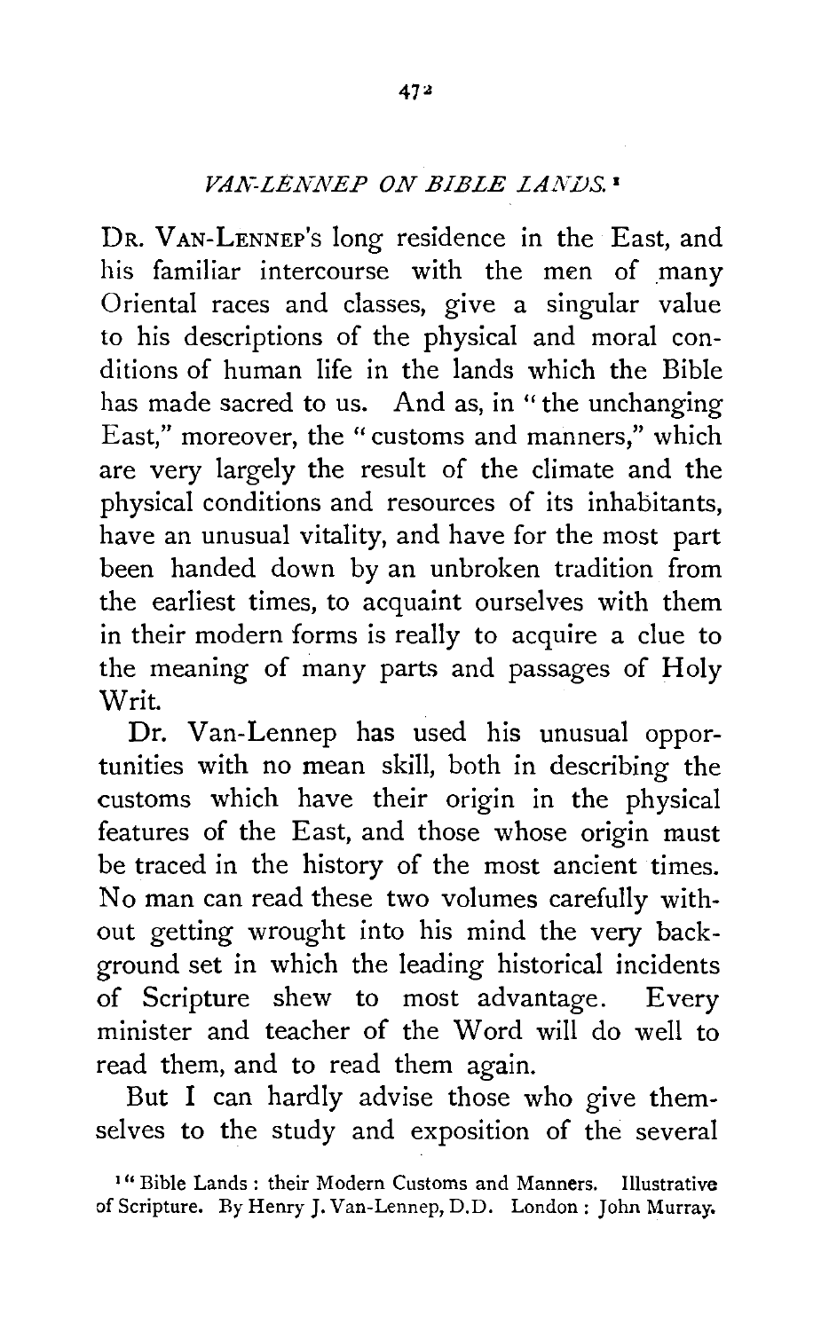## *VAN-LENNEP ON BIBLE LANDS.*[1]

DR. VAN-LENNEP's long residence in the East, and his familiar intercourse with the men of many Oriental races and classes, give a singular value to his descriptions of the physical and moral conditions of human life in the lands which the Bible has made sacred to us. And as, in "the unchanging East," moreover, the "customs and manners," which are very largely the result of the climate and the physical conditions and resources of its inhabitants, have an unusual vitality, and have for the most part been handed down by an unbroken tradition from the earliest times, to acquaint ourselves with them in their modern forms is really to acquire a clue to the meaning of many parts and passages of Holy Writ.

Dr. Van-Lennep has used his unusual opportunities with no mean skill, both in describing the customs which have their origin in the physical features of the East, and those whose origin must be traced in the history of the most ancient times. No man can read these two volumes carefully without getting wrought into his mind the very background set in which the leading historical incidents of Scripture shew to most advantage. Every minister and teacher of the Word will do well to read them, and to read them again.

But I can hardly advise those who give themselves to the study and exposition of the several

[1] "Bible Lands: their Modern Customs and Manners. Illustrative of Scripture. By Henry J. Van-Lennep, D.D. London: John Murray.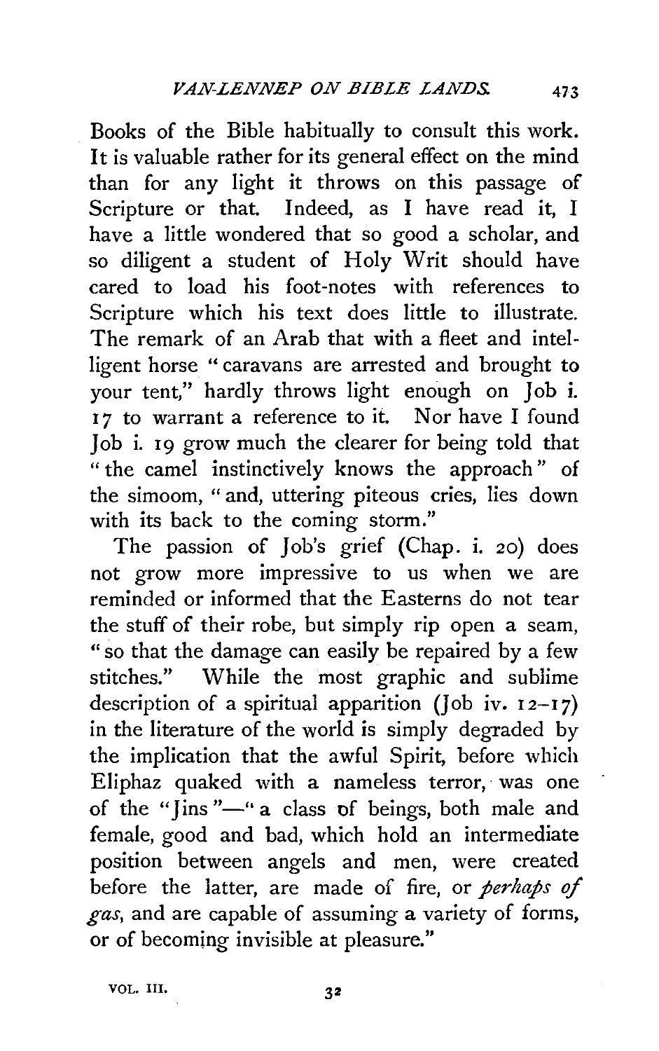Books of the Bible habitually to consult this work. It is valuable rather for its general effect on the mind than for any light it throws on this passage of Scripture or that. Indeed, as I have read it, I have a little wondered that so good a scholar, and so diligent a student of Holy Writ should have cared to load his foot-notes with references to Scripture which his text does little to illustrate. The remark of an Arab that with a fleet and intelligent horse "caravans are arrested and brought to your tent," hardly throws light enough on Job i. 17 to warrant a reference to it. Nor have I found Job i. 19 grow much the clearer for being told that "the camel instinctively knows the approach" of the simoom, "and, uttering piteous cries, lies down with its back to the coming storm."

The passion of Job's grief (Chap. i. 20) does not grow more impressive to us when we are reminded or informed that the Easterns do not tear the stuff of their robe, but simply rip open a seam, "so that the damage can easily be repaired by a few stitches." While the most graphic and sublime description of a spiritual apparition (Job iv. 12–17) in the literature of the world is simply degraded by the implication that the awful Spirit, before which Eliphaz quaked with a nameless terror, was one of the "Jins"—"a class of beings, both male and female, good and bad, which hold an intermediate position between angels and men, were created before the latter, are made of fire, or *perhaps of gas*, and are capable of assuming a variety of forms, or of becoming invisible at pleasure."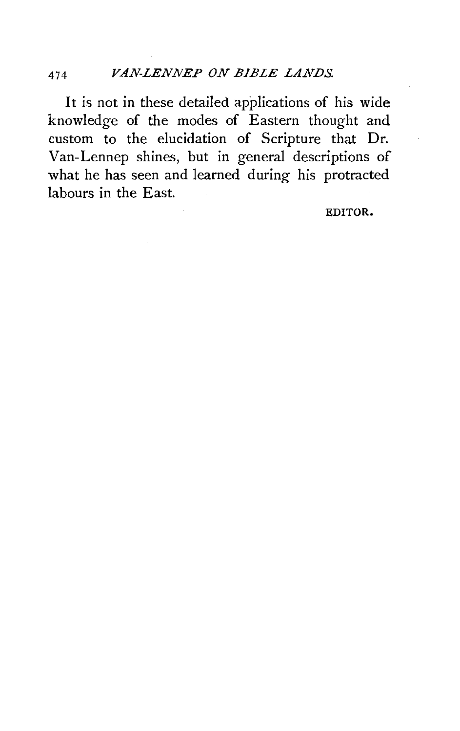It is not in these detailed applications of his wide knowledge of the modes of Eastern thought and custom to the elucidation of Scripture that Dr. Van-Lennep shines, but in general descriptions of what he has seen and learned during his protracted labours in the East.

EDITOR.